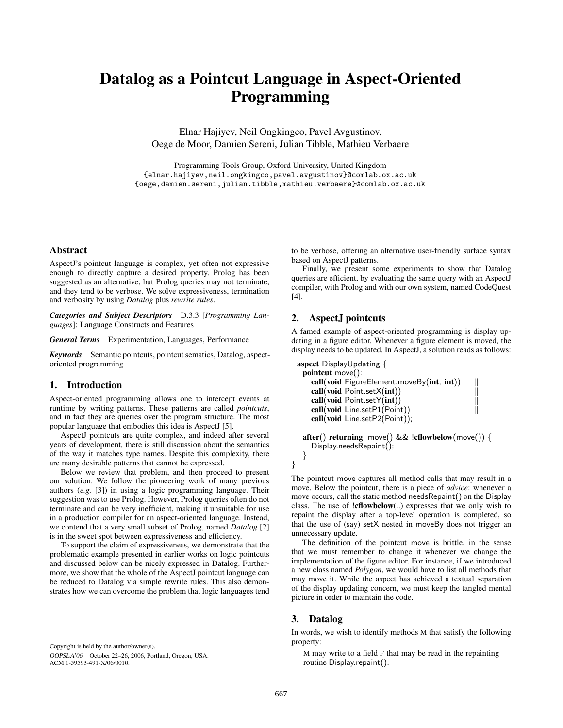# Datalog as a Pointcut Language in Aspect-Oriented Programming

Elnar Hajiyev, Neil Ongkingco, Pavel Avgustinov,
Oege de Moor, Damien Sereni, Julian Tibble, Mathieu Verbaere

Programming Tools Group, Oxford University, United Kingdom
{elnar.hajiyev,neil.ongkingco,pavel.avgustinov}@comlab.ox.ac.uk
{oege,damien.sereni,julian.tibble,mathieu.verbaere}@comlab.ox.ac.uk

## Abstract

AspectJ's pointcut language is complex, yet often not expressive enough to directly capture a desired property. Prolog has been suggested as an alternative, but Prolog queries may not terminate, and they tend to be verbose. We solve expressiveness, termination and verbosity by using *Datalog* plus *rewrite rules*.

***Categories and Subject Descriptors*** D.3.3 [*Programming Languages*]: Language Constructs and Features

***General Terms*** Experimentation, Languages, Performance

***Keywords*** Semantic pointcuts, pointcut sematics, Datalog, aspect-oriented programming

## 1. Introduction

Aspect-oriented programming allows one to intercept events at runtime by writing patterns. These patterns are called *pointcuts*, and in fact they are queries over the program structure. The most popular language that embodies this idea is AspectJ [5].

AspectJ pointcuts are quite complex, and indeed after several years of development, there is still discussion about the semantics of the way it matches type names. Despite this complexity, there are many desirable patterns that cannot be expressed.

Below we review that problem, and then proceed to present our solution. We follow the pioneering work of many previous authors (*e.g.* [3]) in using a logic programming language. Their suggestion was to use Prolog. However, Prolog queries often do not terminate and can be very inefficient, making it unsuitable for use in a production compiler for an aspect-oriented language. Instead, we contend that a very small subset of Prolog, named *Datalog* [2] is in the sweet spot between expressiveness and efficiency.

To support the claim of expressiveness, we demonstrate that the problematic example presented in earlier works on logic pointcuts and discussed below can be nicely expressed in Datalog. Furthermore, we show that the whole of the AspectJ pointcut language can be reduced to Datalog via simple rewrite rules. This also demonstrates how we can overcome the problem that logic languages tend to be verbose, offering an alternative user-friendly surface syntax based on AspectJ patterns.

Finally, we present some experiments to show that Datalog queries are efficient, by evaluating the same query with an AspectJ compiler, with Prolog and with our own system, named CodeQuest [4].

Copyright is held by the author/owner(s).
*OOPSLA'06* October 22–26, 2006, Portland, Oregon, USA.
ACM 1-59593-491-X/06/0010.

## 2. AspectJ pointcuts

A famed example of aspect-oriented programming is display updating in a figure editor. Whenever a figure element is moved, the display needs to be updated. In AspectJ, a solution reads as follows:

```
aspect DisplayUpdating {
  pointcut move():
     call(void FigureElement.moveBy(int, int))   ||
     call(void Point.setX(int))                   ||
     call(void Point.setY(int))                   ||
     call(void Line.setP1(Point))                 ||
     call(void Line.setP2(Point));

  after() returning: move() && !cflowbelow(move()) {
     Display.needsRepaint();
  }
}
```

The pointcut move captures all method calls that may result in a move. Below the pointcut, there is a piece of *advice*: whenever a move occurs, call the static method needsRepaint() on the Display class. The use of !**cflowbelow**(..) expresses that we only wish to repaint the display after a top-level operation is completed, so that the use of (say) setX nested in moveBy does not trigger an unnecessary update.

The definition of the pointcut move is brittle, in the sense that we must remember to change it whenever we change the implementation of the figure editor. For instance, if we introduced a new class named *Polygon*, we would have to list all methods that may move it. While the aspect has achieved a textual separation of the display updating concern, we must keep the tangled mental picture in order to maintain the code.

## 3. Datalog

In words, we wish to identify methods M that satisfy the following property:

> M may write to a field F that may be read in the repainting routine Display.repaint().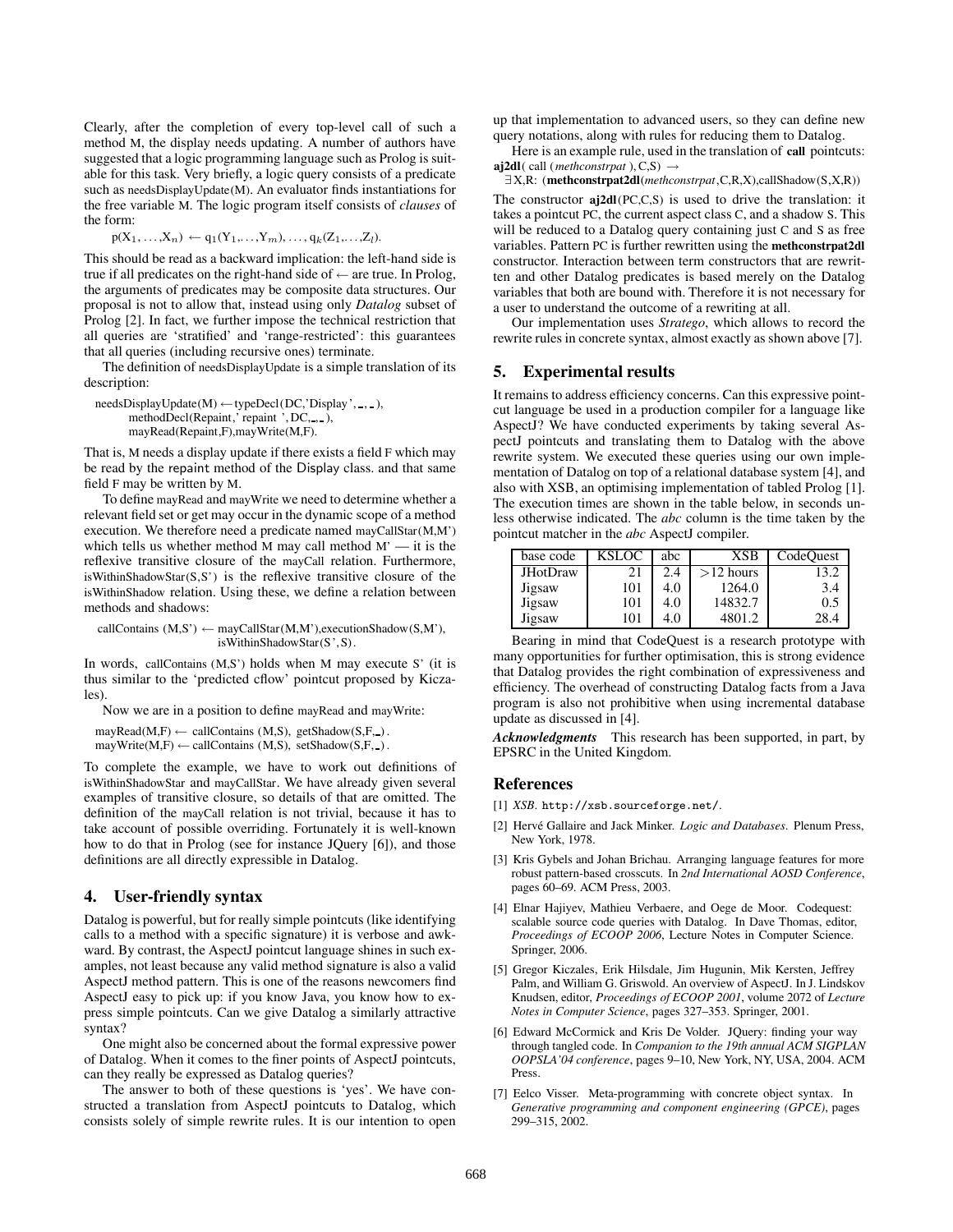Clearly, after the completion of every top-level call of such a method M, the display needs updating. A number of authors have suggested that a logic programming language such as Prolog is suitable for this task. Very briefly, a logic query consists of a predicate such as needsDisplayUpdate(M). An evaluator finds instantiations for the free variable M. The logic program itself consists of *clauses* of the form:

$$p(X_1, \ldots, X_n) \leftarrow q_1(Y_1, \ldots, Y_m), \ldots, q_k(Z_1, \ldots, Z_l).$$

This should be read as a backward implication: the left-hand side is true if all predicates on the right-hand side of ← are true. In Prolog, the arguments of predicates may be composite data structures. Our proposal is not to allow that, instead using only *Datalog* subset of Prolog [2]. In fact, we further impose the technical restriction that all queries are 'stratified' and 'range-restricted': this guarantees that all queries (including recursive ones) terminate.

The definition of needsDisplayUpdate is a simple translation of its description:

```
needsDisplayUpdate(M) ← typeDecl(DC,'Display', _, _),
        methodDecl(Repaint,' repaint ', DC, _, _),
        mayRead(Repaint,F),mayWrite(M,F).
```

That is, M needs a display update if there exists a field F which may be read by the repaint method of the Display class. and that same field F may be written by M.

To define mayRead and mayWrite we need to determine whether a relevant field set or get may occur in the dynamic scope of a method execution. We therefore need a predicate named mayCallStar(M,M') which tells us whether method M may call method M' — it is the reflexive transitive closure of the mayCall relation. Furthermore, isWithinShadowStar(S,S') is the reflexive transitive closure of the isWithinShadow relation. Using these, we define a relation between methods and shadows:

```
callContains (M,S') ← mayCallStar(M,M'),executionShadow(S,M'),
                      isWithinShadowStar(S', S).
```

In words, callContains (M,S') holds when M may execute S' (it is thus similar to the 'predicted cflow' pointcut proposed by Kiczales).

Now we are in a position to define mayRead and mayWrite:

```
mayRead(M,F) ← callContains (M,S), getShadow(S,F,_).
mayWrite(M,F) ← callContains (M,S), setShadow(S,F,_).
```

To complete the example, we have to work out definitions of isWithinShadowStar and mayCallStar. We have already given several examples of transitive closure, so details of that are omitted. The definition of the mayCall relation is not trivial, because it has to take account of possible overriding. Fortunately it is well-known how to do that in Prolog (see for instance JQuery [6]), and those definitions are all directly expressible in Datalog.

## 4. User-friendly syntax

Datalog is powerful, but for really simple pointcuts (like identifying calls to a method with a specific signature) it is verbose and awkward. By contrast, the AspectJ pointcut language shines in such examples, not least because any valid method signature is also a valid AspectJ method pattern. This is one of the reasons newcomers find AspectJ easy to pick up: if you know Java, you know how to express simple pointcuts. Can we give Datalog a similarly attractive syntax?

One might also be concerned about the formal expressive power of Datalog. When it comes to the finer points of AspectJ pointcuts, can they really be expressed as Datalog queries?

The answer to both of these questions is 'yes'. We have constructed a translation from AspectJ pointcuts to Datalog, which consists solely of simple rewrite rules. It is our intention to open up that implementation to advanced users, so they can define new query notations, along with rules for reducing them to Datalog.

Here is an example rule, used in the translation of **call** pointcuts:

**aj2dl**( call (*methconstrpat* ), C,S) →
  ∃X,R: (**methconstrpat2dl**(*methconstrpat*,C,R,X),callShadow(S,X,R))

The constructor **aj2dl**(PC,C,S) is used to drive the translation: it takes a pointcut PC, the current aspect class C, and a shadow S. This will be reduced to a Datalog query containing just C and S as free variables. Pattern PC is further rewritten using the **methconstrpat2dl** constructor. Interaction between term constructors that are rewritten and other Datalog predicates is based merely on the Datalog variables that both are bound with. Therefore it is not necessary for a user to understand the outcome of a rewriting at all.

Our implementation uses *Stratego*, which allows to record the rewrite rules in concrete syntax, almost exactly as shown above [7].

## 5. Experimental results

It remains to address efficiency concerns. Can this expressive pointcut language be used in a production compiler for a language like AspectJ? We have conducted experiments by taking several AspectJ pointcuts and translating them to Datalog with the above rewrite system. We executed these queries using our own implementation of Datalog on top of a relational database system [4], and also with XSB, an optimising implementation of tabled Prolog [1]. The execution times are shown in the table below, in seconds unless otherwise indicated. The *abc* column is the time taken by the pointcut matcher in the *abc* AspectJ compiler.

| base code | KSLOC | abc | XSB | CodeQuest |
|---|---|---|---|---|
| JHotDraw | 21 | 2.4 | >12 hours | 13.2 |
| Jigsaw | 101 | 4.0 | 1264.0 | 3.4 |
| Jigsaw | 101 | 4.0 | 14832.7 | 0.5 |
| Jigsaw | 101 | 4.0 | 4801.2 | 28.4 |

Bearing in mind that CodeQuest is a research prototype with many opportunities for further optimisation, this is strong evidence that Datalog provides the right combination of expressiveness and efficiency. The overhead of constructing Datalog facts from a Java program is also not prohibitive when using incremental database update as discussed in [4].

***Acknowledgments*** This research has been supported, in part, by EPSRC in the United Kingdom.

## References

[1] *XSB*. http://xsb.sourceforge.net/.

[2] Hervé Gallaire and Jack Minker. *Logic and Databases*. Plenum Press, New York, 1978.

[3] Kris Gybels and Johan Brichau. Arranging language features for more robust pattern-based crosscuts. In *2nd International AOSD Conference*, pages 60–69. ACM Press, 2003.

[4] Elnar Hajiyev, Mathieu Verbaere, and Oege de Moor. Codequest: scalable source code queries with Datalog. In Dave Thomas, editor, *Proceedings of ECOOP 2006*, Lecture Notes in Computer Science. Springer, 2006.

[5] Gregor Kiczales, Erik Hilsdale, Jim Hugunin, Mik Kersten, Jeffrey Palm, and William G. Griswold. An overview of AspectJ. In J. Lindskov Knudsen, editor, *Proceedings of ECOOP 2001*, volume 2072 of *Lecture Notes in Computer Science*, pages 327–353. Springer, 2001.

[6] Edward McCormick and Kris De Volder. JQuery: finding your way through tangled code. In *Companion to the 19th annual ACM SIGPLAN OOPSLA'04 conference*, pages 9–10, New York, NY, USA, 2004. ACM Press.

[7] Eelco Visser. Meta-programming with concrete object syntax. In *Generative programming and component engineering (GPCE)*, pages 299–315, 2002.